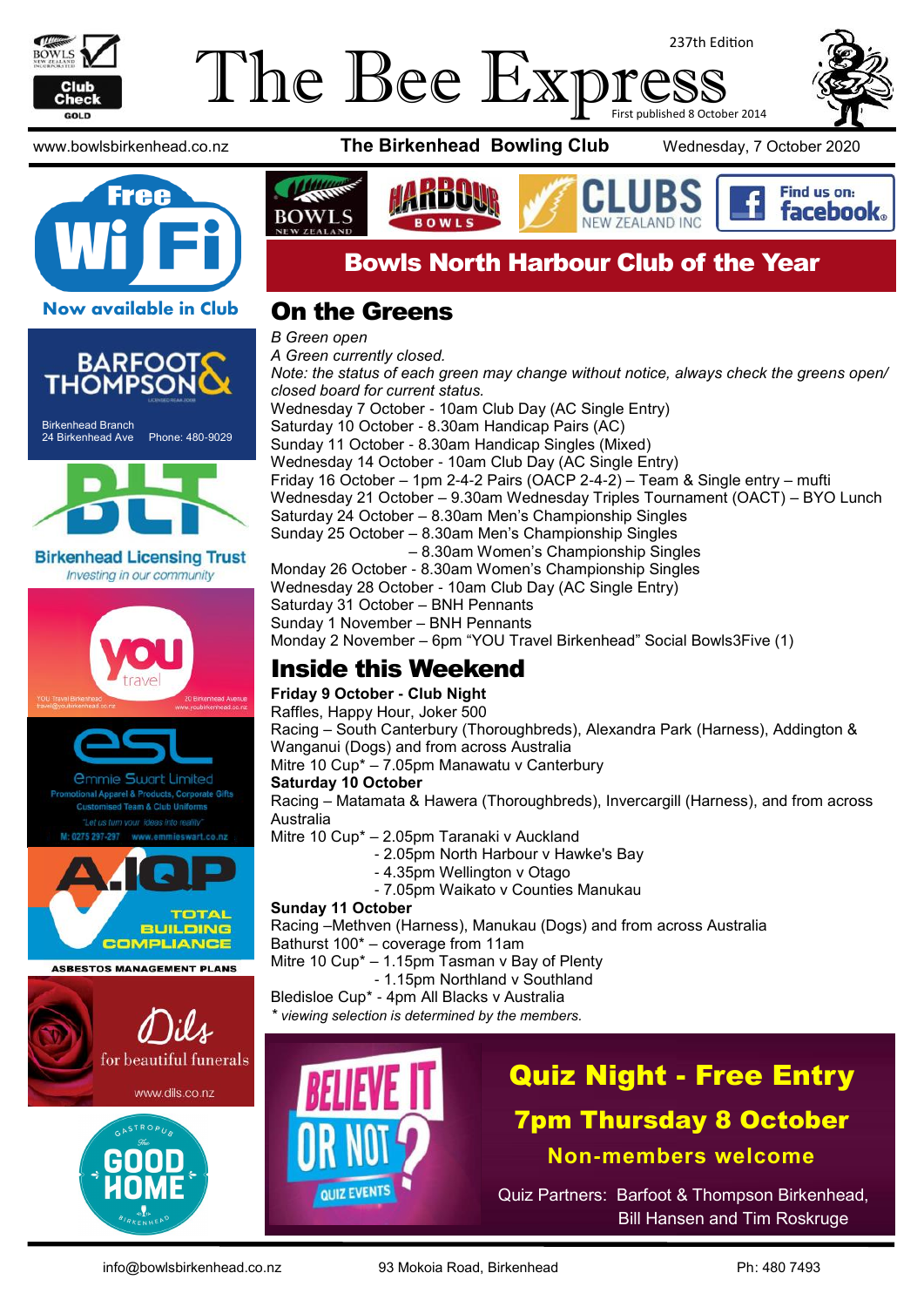# The Bee Express

237th Edition
First published 8 October 2014

www.bowlsbirkenhead.co.nz **The Birkenhead Bowling Club** Wednesday, 7 October 2020

**Free Wi Fi**
**Now available in Club**

Barfoot & Thompson
Birkenhead Branch
24 Birkenhead Ave Phone: 480-9029

Birkenhead Licensing Trust
*Investing in our community*

YOU travel
YOU Travel Birkenhead travel@youbirkenhead.co.nz
20 Birkenhead Avenue www.youbirkenhead.co.nz

esl
Emmie Swart Limited
Promotional Apparel & Products, Corporate Gifts
Customised Team & Club Uniforms
"Let us turn your ideas into reality"
M: 0275 297-297 www.emmieswart.co.nz

A.IQP
TOTAL BUILDING COMPLIANCE
ASBESTOS MANAGEMENT PLANS

Dils
for beautiful funerals
www.dils.co.nz

Gastropub The Good Home Birkenhead

## Bowls North Harbour Club of the Year

## On the Greens

*B Green open*
*A Green currently closed.*
*Note: the status of each green may change without notice, always check the greens open/closed board for current status.*

Wednesday 7 October - 10am Club Day (AC Single Entry)
Saturday 10 October - 8.30am Handicap Pairs (AC)
Sunday 11 October - 8.30am Handicap Singles (Mixed)
Wednesday 14 October - 10am Club Day (AC Single Entry)
Friday 16 October – 1pm 2-4-2 Pairs (OACP 2-4-2) – Team & Single entry – mufti
Wednesday 21 October – 9.30am Wednesday Triples Tournament (OACT) – BYO Lunch
Saturday 24 October – 8.30am Men's Championship Singles
Sunday 25 October – 8.30am Men's Championship Singles
– 8.30am Women's Championship Singles
Monday 26 October - 8.30am Women's Championship Singles
Wednesday 28 October - 10am Club Day (AC Single Entry)
Saturday 31 October – BNH Pennants
Sunday 1 November – BNH Pennants
Monday 2 November – 6pm "YOU Travel Birkenhead" Social Bowls3Five (1)

## Inside this Weekend

**Friday 9 October - Club Night**
Raffles, Happy Hour, Joker 500
Racing – South Canterbury (Thoroughbreds), Alexandra Park (Harness), Addington & Wanganui (Dogs) and from across Australia
Mitre 10 Cup* – 7.05pm Manawatu v Canterbury

**Saturday 10 October**
Racing – Matamata & Hawera (Thoroughbreds), Invercargill (Harness), and from across Australia
Mitre 10 Cup* – 2.05pm Taranaki v Auckland
- 2.05pm North Harbour v Hawke's Bay
- 4.35pm Wellington v Otago
- 7.05pm Waikato v Counties Manukau

**Sunday 11 October**
Racing –Methven (Harness), Manukau (Dogs) and from across Australia
Bathurst 100* – coverage from 11am
Mitre 10 Cup* – 1.15pm Tasman v Bay of Plenty
- 1.15pm Northland v Southland
Bledisloe Cup* - 4pm All Blacks v Australia

\* *viewing selection is determined by the members.*

BELIEVE IT OR NOT? QUIZ EVENTS

## Quiz Night - Free Entry

### 7pm Thursday 8 October

### Non-members welcome

Quiz Partners: Barfoot & Thompson Birkenhead, Bill Hansen and Tim Roskruge

info@bowlsbirkenhead.co.nz 93 Mokoia Road, Birkenhead Ph: 480 7493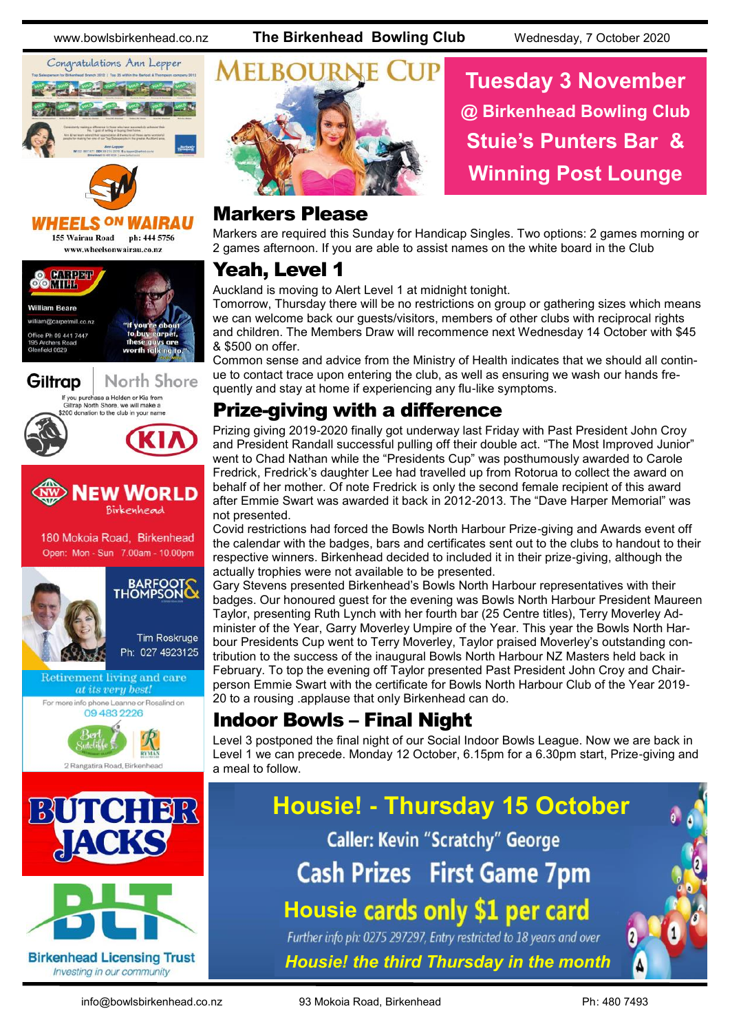# Melbourne Cup

**Tuesday 3 November**
**@ Birkenhead Bowling Club**
**Stuie's Punters Bar & Winning Post Lounge**

## Markers Please

Markers are required this Sunday for Handicap Singles. Two options: 2 games morning or 2 games afternoon. If you are able to assist names on the white board in the Club

## Yeah, Level 1

Auckland is moving to Alert Level 1 at midnight tonight.

Tomorrow, Thursday there will be no restrictions on group or gathering sizes which means we can welcome back our guests/visitors, members of other clubs with reciprocal rights and children. The Members Draw will recommence next Wednesday 14 October with $45 & $500 on offer.

Common sense and advice from the Ministry of Health indicates that we should all continue to contact trace upon entering the club, as well as ensuring we wash our hands frequently and stay at home if experiencing any flu-like symptoms.

## Prize-giving with a difference

Prizing giving 2019-2020 finally got underway last Friday with Past President John Croy and President Randall successful pulling off their double act. "The Most Improved Junior" went to Chad Nathan while the "Presidents Cup" was posthumously awarded to Carole Fredrick, Fredrick's daughter Lee had travelled up from Rotorua to collect the award on behalf of her mother. Of note Fredrick is only the second female recipient of this award after Emmie Swart was awarded it back in 2012-2013. The "Dave Harper Memorial" was not presented.

Covid restrictions had forced the Bowls North Harbour Prize-giving and Awards event off the calendar with the badges, bars and certificates sent out to the clubs to handout to their respective winners. Birkenhead decided to included it in their prize-giving, although the actually trophies were not available to be presented.

Gary Stevens presented Birkenhead's Bowls North Harbour representatives with their badges. Our honoured guest for the evening was Bowls North Harbour President Maureen Taylor, presenting Ruth Lynch with her fourth bar (25 Centre titles), Terry Moverley Administer of the Year, Garry Moverley Umpire of the Year. This year the Bowls North Harbour Presidents Cup went to Terry Moverley, Taylor praised Moverley's outstanding contribution to the success of the inaugural Bowls North Harbour NZ Masters held back in February. To top the evening off Taylor presented Past President John Croy and Chairperson Emmie Swart with the certificate for Bowls North Harbour Club of the Year 2019-20 to a rousing .applause that only Birkenhead can do.

## Indoor Bowls – Final Night

Level 3 postponed the final night of our Social Indoor Bowls League. Now we are back in Level 1 we can precede. Monday 12 October, 6.15pm for a 6.30pm start, Prize-giving and a meal to follow.

**Housie! - Thursday 15 October**

Caller: Kevin "Scratchy" George

Cash Prizes First Game 7pm

Housie cards only $1 per card

*Further info ph: 0275 297297, Entry restricted to 18 years and over*

***Housie! the third Thursday in the month***

---

Congratulations Ann Lepper

**WHEELS ON WAIRAU**
155 Wairau Road ph: 444 5756
www.wheelsonwairau.co.nz

**CARPET MILL**
William Beare
william@carpetmill.co.nz
Office Ph 09 441 7447
195 Archers Road
Glenfield 0629
"If you're about to buy carpet, these guys are worth talking to"

**Giltrap North Shore**
If you purchase a Holden or Kia from Giltrap North Shore, we will make a $200 donation to the club in your name

**NEW WORLD** Birkenhead
180 Mokoia Road, Birkenhead
Open: Mon - Sun 7.00am - 10.00pm

**BARFOOT & THOMPSON**
Tim Roskruge
Ph: 027 4923125

Retirement living and care *at its very best!*
For more info phone Leanne or Rosalind on 09 483 2226
Bert Sutcliffe — Ryman Healthcare
2 Rangatira Road, Birkenhead

**BUTCHER JACKS**

**BLT**
Birkenhead Licensing Trust
*Investing in our community*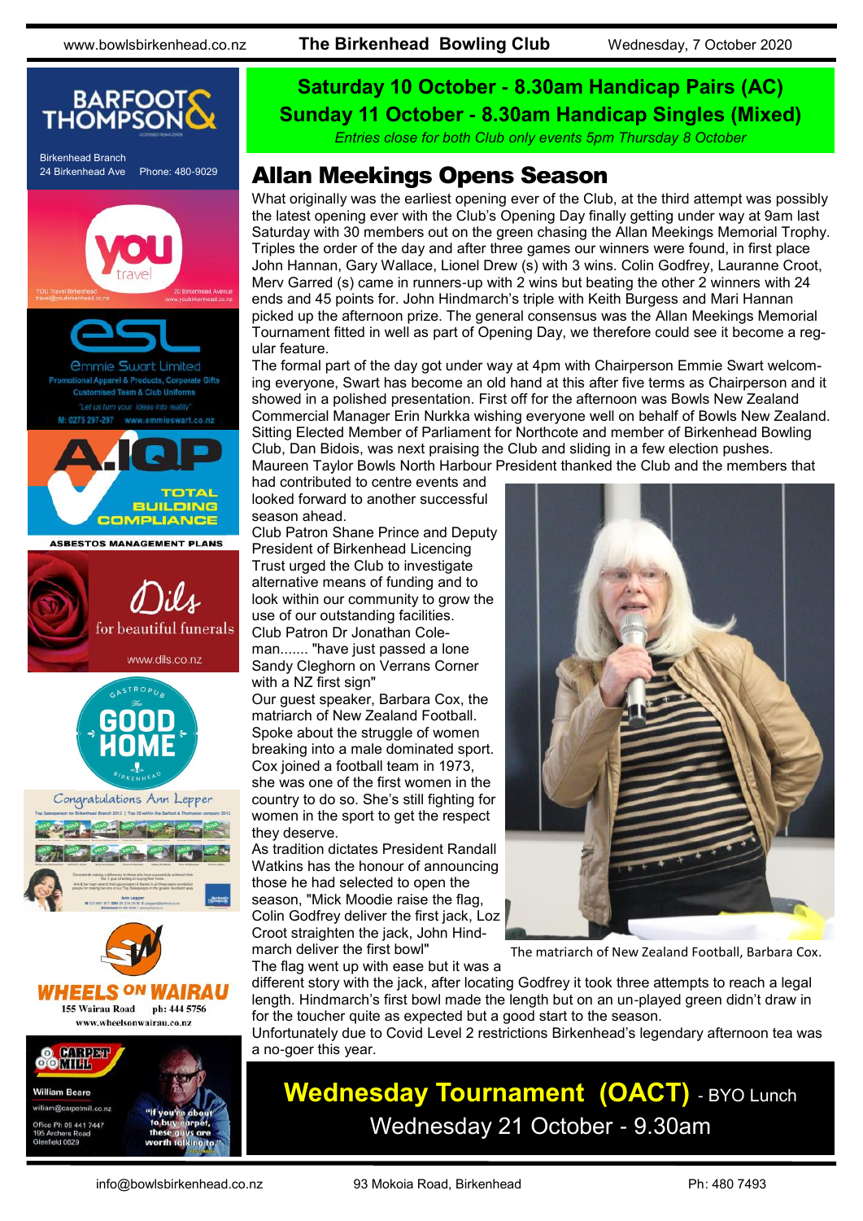**Saturday 10 October - 8.30am Handicap Pairs (AC)**
**Sunday 11 October - 8.30am Handicap Singles (Mixed)**

*Entries close for both Club only events 5pm Thursday 8 October*

# Allan Meekings Opens Season

What originally was the earliest opening ever of the Club, at the third attempt was possibly the latest opening ever with the Club's Opening Day finally getting under way at 9am last Saturday with 30 members out on the green chasing the Allan Meekings Memorial Trophy. Triples the order of the day and after three games our winners were found, in first place John Hannan, Gary Wallace, Lionel Drew (s) with 3 wins. Colin Godfrey, Lauranne Croot, Merv Garred (s) came in runners-up with 2 wins but beating the other 2 winners with 24 ends and 45 points for. John Hindmarch's triple with Keith Burgess and Mari Hannan picked up the afternoon prize. The general consensus was the Allan Meekings Memorial Tournament fitted in well as part of Opening Day, we therefore could see it become a regular feature.

The formal part of the day got under way at 4pm with Chairperson Emmie Swart welcoming everyone, Swart has become an old hand at this after five terms as Chairperson and it showed in a polished presentation. First off for the afternoon was Bowls New Zealand Commercial Manager Erin Nurkka wishing everyone well on behalf of Bowls New Zealand. Sitting Elected Member of Parliament for Northcote and member of Birkenhead Bowling Club, Dan Bidois, was next praising the Club and sliding in a few election pushes. Maureen Taylor Bowls North Harbour President thanked the Club and the members that had contributed to centre events and looked forward to another successful season ahead.

Club Patron Shane Prince and Deputy President of Birkenhead Licencing Trust urged the Club to investigate alternative means of funding and to look within our community to grow the use of our outstanding facilities.

Club Patron Dr Jonathan Coleman....... "have just passed a lone Sandy Cleghorn on Verrans Corner with a NZ first sign"

Our guest speaker, Barbara Cox, the matriarch of New Zealand Football. Spoke about the struggle of women breaking into a male dominated sport. Cox joined a football team in 1973, she was one of the first women in the country to do so. She's still fighting for women in the sport to get the respect they deserve.

As tradition dictates President Randall Watkins has the honour of announcing those he had selected to open the season, "Mick Moodie raise the flag, Colin Godfrey deliver the first jack, Loz Croot straighten the jack, John Hindmarch deliver the first bowl"

The matriarch of New Zealand Football, Barbara Cox.

The flag went up with ease but it was a different story with the jack, after locating Godfrey it took three attempts to reach a legal length. Hindmarch's first bowl made the length but on an un-played green didn't draw in for the toucher quite as expected but a good start to the season.

Unfortunately due to Covid Level 2 restrictions Birkenhead's legendary afternoon tea was a no-goer this year.

**Wednesday Tournament (OACT)** - BYO Lunch
Wednesday 21 October - 9.30am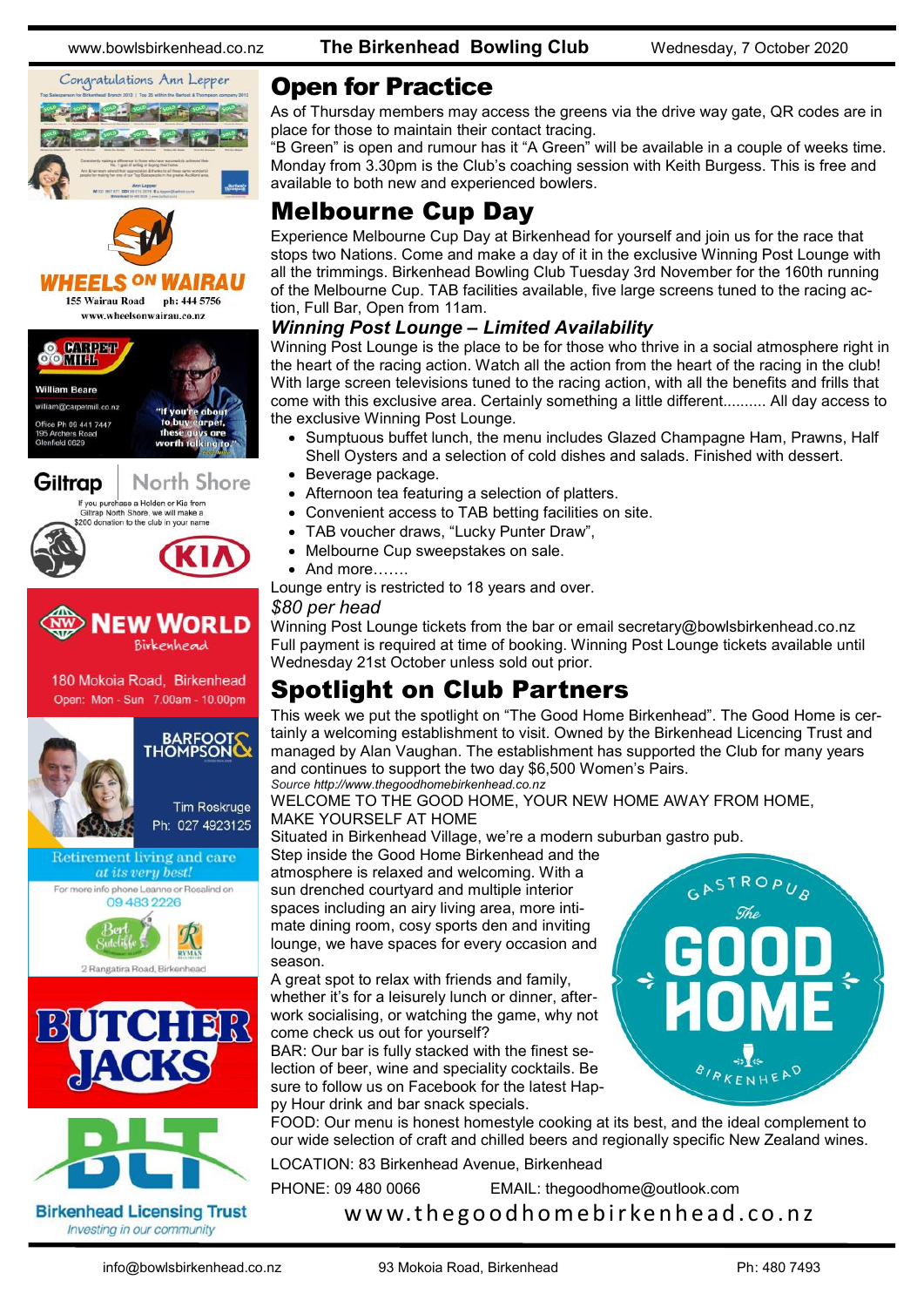# Open for Practice

As of Thursday members may access the greens via the drive way gate, QR codes are in place for those to maintain their contact tracing.

"B Green" is open and rumour has it "A Green" will be available in a couple of weeks time. Monday from 3.30pm is the Club's coaching session with Keith Burgess. This is free and available to both new and experienced bowlers.

# Melbourne Cup Day

Experience Melbourne Cup Day at Birkenhead for yourself and join us for the race that stops two Nations. Come and make a day of it in the exclusive Winning Post Lounge with all the trimmings. Birkenhead Bowling Club Tuesday 3rd November for the 160th running of the Melbourne Cup. TAB facilities available, five large screens tuned to the racing action, Full Bar, Open from 11am.

### *Winning Post Lounge – Limited Availability*

Winning Post Lounge is the place to be for those who thrive in a social atmosphere right in the heart of the racing action. Watch all the action from the heart of the racing in the club! With large screen televisions tuned to the racing action, with all the benefits and frills that come with this exclusive area. Certainly something a little different.......... All day access to the exclusive Winning Post Lounge.

- Sumptuous buffet lunch, the menu includes Glazed Champagne Ham, Prawns, Half Shell Oysters and a selection of cold dishes and salads. Finished with dessert.
- Beverage package.
- Afternoon tea featuring a selection of platters.
- Convenient access to TAB betting facilities on site.
- TAB voucher draws, "Lucky Punter Draw",
- Melbourne Cup sweepstakes on sale.
- And more…….

Lounge entry is restricted to 18 years and over.

*$80 per head*

Winning Post Lounge tickets from the bar or email secretary@bowlsbirkenhead.co.nz

Full payment is required at time of booking. Winning Post Lounge tickets available until Wednesday 21st October unless sold out prior.

# Spotlight on Club Partners

This week we put the spotlight on "The Good Home Birkenhead". The Good Home is certainly a welcoming establishment to visit. Owned by the Birkenhead Licencing Trust and managed by Alan Vaughan. The establishment has supported the Club for many years and continues to support the two day $6,500 Women's Pairs.

*Source http://www.thegoodhomebirkenhead.co.nz*

WELCOME TO THE GOOD HOME, YOUR NEW HOME AWAY FROM HOME, MAKE YOURSELF AT HOME

Situated in Birkenhead Village, we're a modern suburban gastro pub.

Step inside the Good Home Birkenhead and the atmosphere is relaxed and welcoming. With a sun drenched courtyard and multiple interior spaces including an airy living area, more intimate dining room, cosy sports den and inviting lounge, we have spaces for every occasion and season.

A great spot to relax with friends and family, whether it's for a leisurely lunch or dinner, afterwork socialising, or watching the game, why not come check us out for yourself?

BAR: Our bar is fully stacked with the finest selection of beer, wine and speciality cocktails. Be sure to follow us on Facebook for the latest Happy Hour drink and bar snack specials.

FOOD: Our menu is honest homestyle cooking at its best, and the ideal complement to our wide selection of craft and chilled beers and regionally specific New Zealand wines.

LOCATION: 83 Birkenhead Avenue, Birkenhead

PHONE: 09 480 0066 EMAIL: thegoodhome@outlook.com

www.thegoodhomebirkenhead.co.nz

GASTROPUB The GOOD HOME BIRKENHEAD

Congratulations Ann Lepper

WHEELS ON WAIRAU
155 Wairau Road ph: 444 5756
www.wheelsonwairau.co.nz

CARPET MILL
William Beare
william@carpetmill.co.nz
Office Ph 09 441 7447
195 Archers Road
Glenfield 0629
"If you're about to buy carpet, these guys are worth talking to"

Giltrap North Shore
If you purchase a Holden or Kia from Giltrap North Shore, we will make a $200 donation to the club in your name

NEW WORLD Birkenhead
180 Mokoia Road, Birkenhead
Open: Mon - Sun 7.00am - 10.00pm

BARFOOT & THOMPSON
Tim Roskruge
Ph: 027 4923125

Retirement living and care at its very best!
For more info phone Leanne or Rosalind on 09 483 2226
Bert Sutcliffe RYMAN
2 Rangatira Road, Birkenhead

BUTCHER JACKS

BLT
Birkenhead Licensing Trust
*Investing in our community*